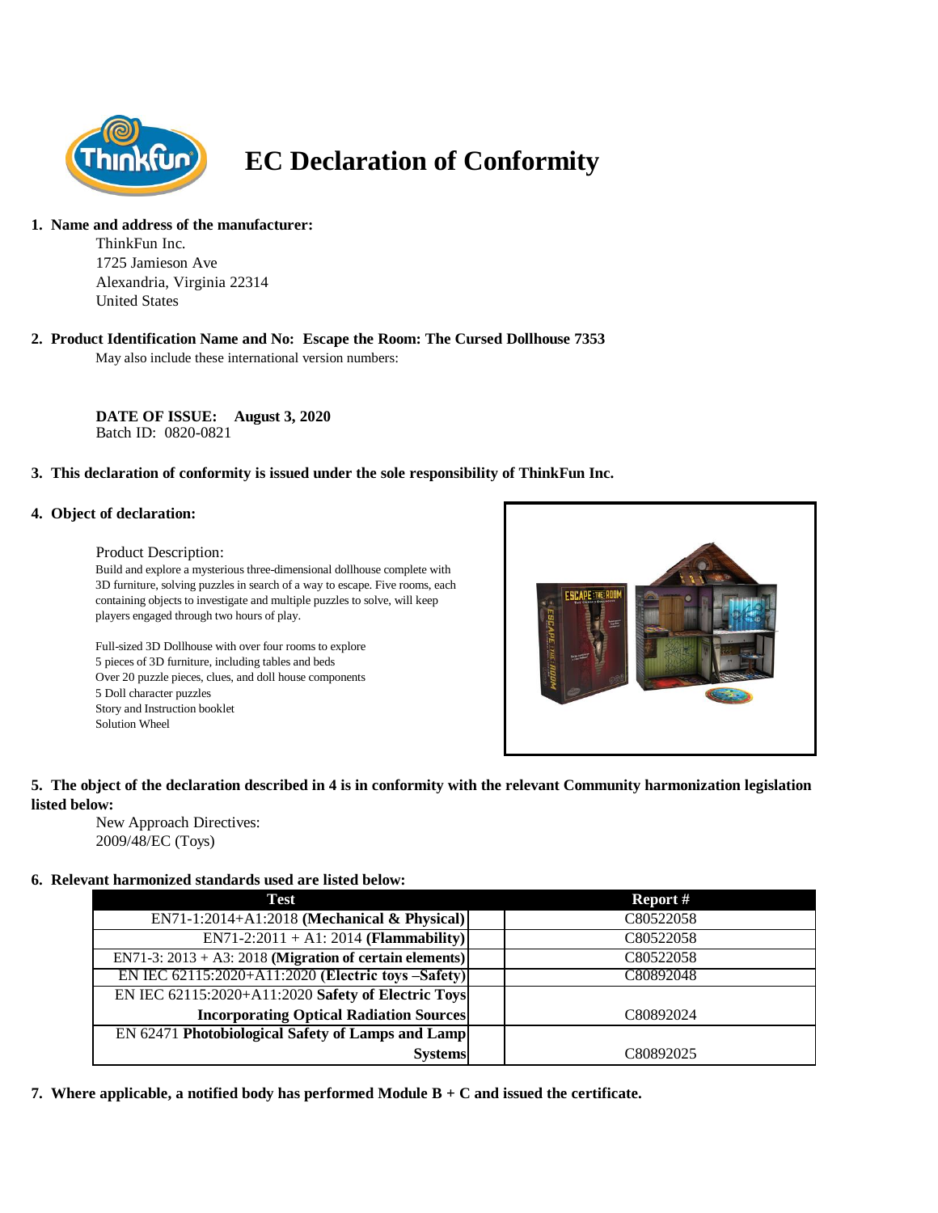# EC Declaration of Conformity

1. **Name and address of the manufacturer:**

   ThinkFun Inc.
   1725 Jamieson Ave
   Alexandria, Virginia 22314
   United States

2. **Product Identification Name and No: Escape the Room: The Cursed Dollhouse 7353**

   May also include these international version numbers:

   **DATE OF ISSUE: August 3, 2020**
   Batch ID: 0820-0821

3. **This declaration of conformity is issued under the sole responsibility of ThinkFun Inc.**

4. **Object of declaration:**

   Product Description:
   Build and explore a mysterious three-dimensional dollhouse complete with 3D furniture, solving puzzles in search of a way to escape. Five rooms, each containing objects to investigate and multiple puzzles to solve, will keep players engaged through two hours of play.

   Full-sized 3D Dollhouse with over four rooms to explore
   5 pieces of 3D furniture, including tables and beds
   Over 20 puzzle pieces, clues, and doll house components
   5 Doll character puzzles
   Story and Instruction booklet
   Solution Wheel

5. **The object of the declaration described in 4 is in conformity with the relevant Community harmonization legislation listed below:**

   New Approach Directives:
   2009/48/EC (Toys)

6. **Relevant harmonized standards used are listed below:**

| Test | Report # |
|---|---|
| EN71-1:2014+A1:2018 **(Mechanical & Physical)** | C80522058 |
| EN71-2:2011 + A1: 2014 **(Flammability)** | C80522058 |
| EN71-3: 2013 + A3: 2018 **(Migration of certain elements)** | C80522058 |
| EN IEC 62115:2020+A11:2020 **(Electric toys –Safety)** | C80892048 |
| EN IEC 62115:2020+A11:2020 **Safety of Electric Toys Incorporating Optical Radiation Sources** | C80892024 |
| EN 62471 **Photobiological Safety of Lamps and Lamp Systems** | C80892025 |

7. **Where applicable, a notified body has performed Module B + C and issued the certificate.**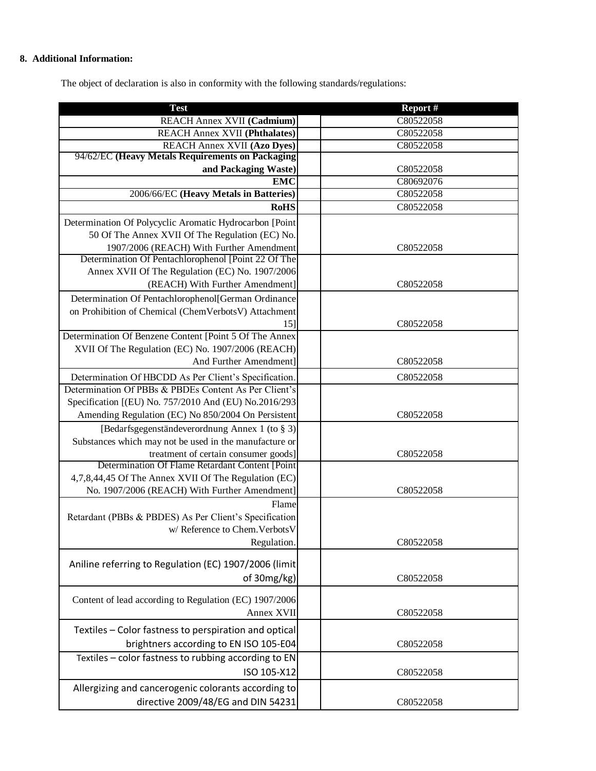**8. Additional Information:**

The object of declaration is also in conformity with the following standards/regulations:

| Test | Report # |
|---|---|
| REACH Annex XVII **(Cadmium)** | C80522058 |
| REACH Annex XVII **(Phthalates)** | C80522058 |
| REACH Annex XVII **(Azo Dyes)** | C80522058 |
| 94/62/EC **(Heavy Metals Requirements on Packaging and Packaging Waste)** | C80522058 |
| **EMC** | C80692076 |
| 2006/66/EC **(Heavy Metals in Batteries)** | C80522058 |
| **RoHS** | C80522058 |
| Determination Of Polycyclic Aromatic Hydrocarbon [Point 50 Of The Annex XVII Of The Regulation (EC) No. 1907/2006 (REACH) With Further Amendment | C80522058 |
| Determination Of Pentachlorophenol [Point 22 Of The Annex XVII Of The Regulation (EC) No. 1907/2006 (REACH) With Further Amendment] | C80522058 |
| Determination Of Pentachlorophenol[German Ordinance on Prohibition of Chemical (ChemVerbotsV) Attachment 15] | C80522058 |
| Determination Of Benzene Content [Point 5 Of The Annex XVII Of The Regulation (EC) No. 1907/2006 (REACH) And Further Amendment] | C80522058 |
| Determination Of HBCDD As Per Client's Specification. | C80522058 |
| Determination Of PBBs & PBDEs Content As Per Client's Specification [(EU) No. 757/2010 And (EU) No.2016/293 Amending Regulation (EC) No 850/2004 On Persistent | C80522058 |
| [Bedarfsgegenständeverordnung Annex 1 (to § 3) Substances which may not be used in the manufacture or treatment of certain consumer goods] | C80522058 |
| Determination Of Flame Retardant Content [Point 4,7,8,44,45 Of The Annex XVII Of The Regulation (EC) No. 1907/2006 (REACH) With Further Amendment] | C80522058 |
| Flame Retardant (PBBs & PBDES) As Per Client's Specification w/ Reference to Chem.VerbotsV Regulation. | C80522058 |
| Aniline referring to Regulation (EC) 1907/2006 (limit of 30mg/kg) | C80522058 |
| Content of lead according to Regulation (EC) 1907/2006 Annex XVII | C80522058 |
| Textiles – Color fastness to perspiration and optical brightners according to EN ISO 105-E04 | C80522058 |
| Textiles – color fastness to rubbing according to EN ISO 105-X12 | C80522058 |
| Allergizing and cancerogenic colorants according to directive 2009/48/EG and DIN 54231 | C80522058 |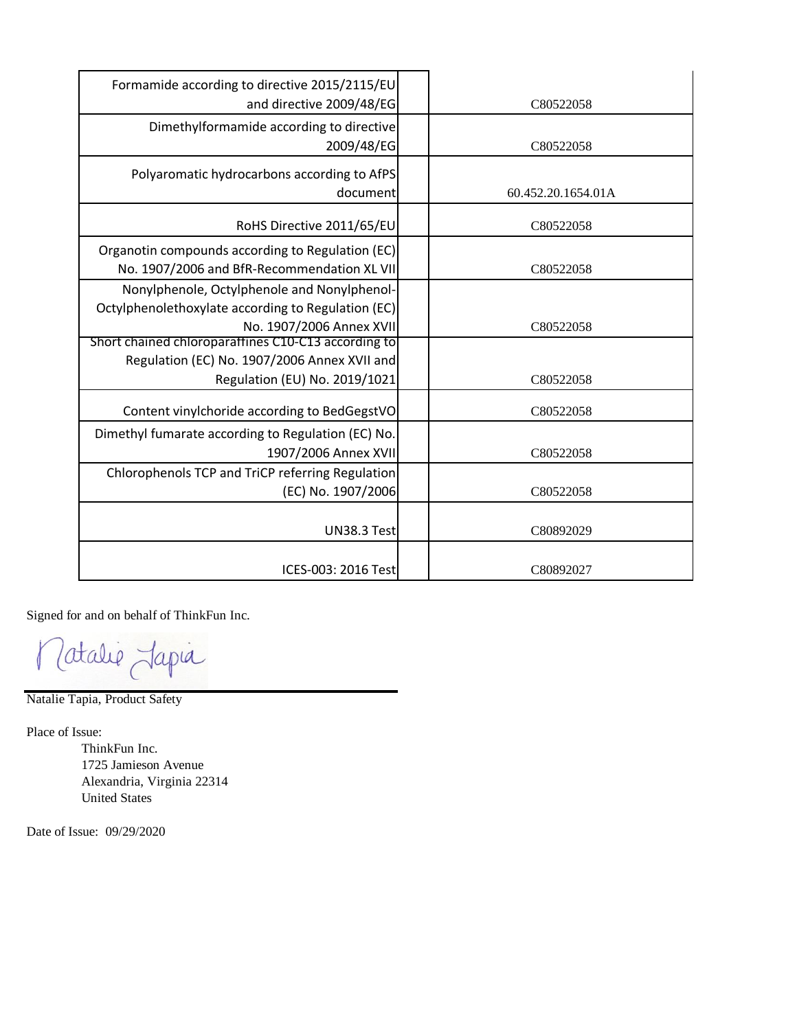| | | |
|---|---|---|
| Formamide according to directive 2015/2115/EU and directive 2009/48/EG | | C80522058 |
| Dimethylformamide according to directive 2009/48/EG | | C80522058 |
| Polyaromatic hydrocarbons according to AfPS document | | 60.452.20.1654.01A |
| RoHS Directive 2011/65/EU | | C80522058 |
| Organotin compounds according to Regulation (EC) No. 1907/2006 and BfR-Recommendation XL VII | | C80522058 |
| Nonylphenole, Octylphenole and Nonylphenol-Octylphenolethoxylate according to Regulation (EC) No. 1907/2006 Annex XVII | | C80522058 |
| Short chained chloroparaffines C10-C13 according to Regulation (EC) No. 1907/2006 Annex XVII and Regulation (EU) No. 2019/1021 | | C80522058 |
| Content vinylchoride according to BedGegstVO | | C80522058 |
| Dimethyl fumarate according to Regulation (EC) No. 1907/2006 Annex XVII | | C80522058 |
| Chlorophenols TCP and TriCP referring Regulation (EC) No. 1907/2006 | | C80522058 |
| UN38.3 Test | | C80892029 |
| ICES-003: 2016 Test | | C80892027 |

Signed for and on behalf of ThinkFun Inc.

Natalie Tapia

Natalie Tapia, Product Safety

Place of Issue:

ThinkFun Inc.
1725 Jamieson Avenue
Alexandria, Virginia 22314
United States

Date of Issue: 09/29/2020